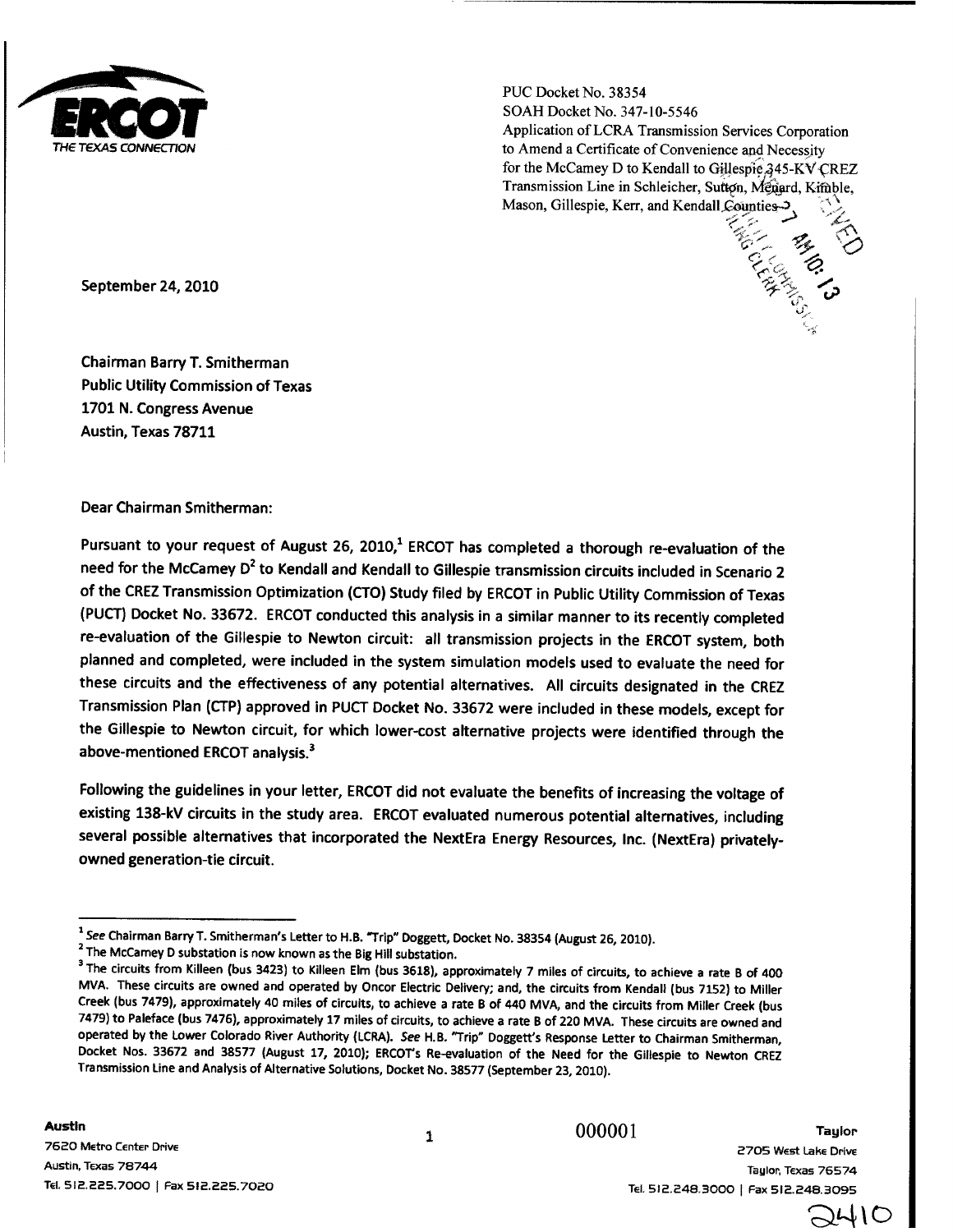**ERCOT**
THE TEXAS CONNECTION

PUC Docket No. 38354
SOAH Docket No. 347-10-5546
Application of LCRA Transmission Services Corporation to Amend a Certificate of Convenience and Necessity for the McCamey D to Kendall to Gillespie 345-KV CREZ Transmission Line in Schleicher, Sutton, Menard, Kimble, Mason, Gillespie, Kerr, and Kendall Counties

September 24, 2010

Chairman Barry T. Smitherman
Public Utility Commission of Texas
1701 N. Congress Avenue
Austin, Texas 78711

Dear Chairman Smitherman:

Pursuant to your request of August 26, 2010,[1] ERCOT has completed a thorough re-evaluation of the need for the McCamey D[2] to Kendall and Kendall to Gillespie transmission circuits included in Scenario 2 of the CREZ Transmission Optimization (CTO) Study filed by ERCOT in Public Utility Commission of Texas (PUCT) Docket No. 33672. ERCOT conducted this analysis in a similar manner to its recently completed re-evaluation of the Gillespie to Newton circuit: all transmission projects in the ERCOT system, both planned and completed, were included in the system simulation models used to evaluate the need for these circuits and the effectiveness of any potential alternatives. All circuits designated in the CREZ Transmission Plan (CTP) approved in PUCT Docket No. 33672 were included in these models, except for the Gillespie to Newton circuit, for which lower-cost alternative projects were identified through the above-mentioned ERCOT analysis.[3]

Following the guidelines in your letter, ERCOT did not evaluate the benefits of increasing the voltage of existing 138-kV circuits in the study area. ERCOT evaluated numerous potential alternatives, including several possible alternatives that incorporated the NextEra Energy Resources, Inc. (NextEra) privately-owned generation-tie circuit.

---

[1] *See* Chairman Barry T. Smitherman's Letter to H.B. "Trip" Doggett, Docket No. 38354 (August 26, 2010).

[2] The McCamey D substation is now known as the Big Hill substation.

[3] The circuits from Killeen (bus 3423) to Killeen Elm (bus 3618), approximately 7 miles of circuits, to achieve a rate B of 400 MVA. These circuits are owned and operated by Oncor Electric Delivery; and, the circuits from Kendall (bus 7152) to Miller Creek (bus 7479), approximately 40 miles of circuits, to achieve a rate B of 440 MVA, and the circuits from Miller Creek (bus 7479) to Paleface (bus 7476), approximately 17 miles of circuits, to achieve a rate B of 220 MVA. These circuits are owned and operated by the Lower Colorado River Authority (LCRA). *See* H.B. "Trip" Doggett's Response Letter to Chairman Smitherman, Docket Nos. 33672 and 38577 (August 17, 2010); ERCOT's Re-evaluation of the Need for the Gillespie to Newton CREZ Transmission Line and Analysis of Alternative Solutions, Docket No. 38577 (September 23, 2010).

**Austin**
7620 Metro Center Drive
Austin, Texas 78744
Tel. 512.225.7000 | Fax 512.225.7020

000001

**Taylor**
2705 West Lake Drive
Taylor, Texas 76574
Tel. 512.248.3000 | Fax 512.248.3095

2410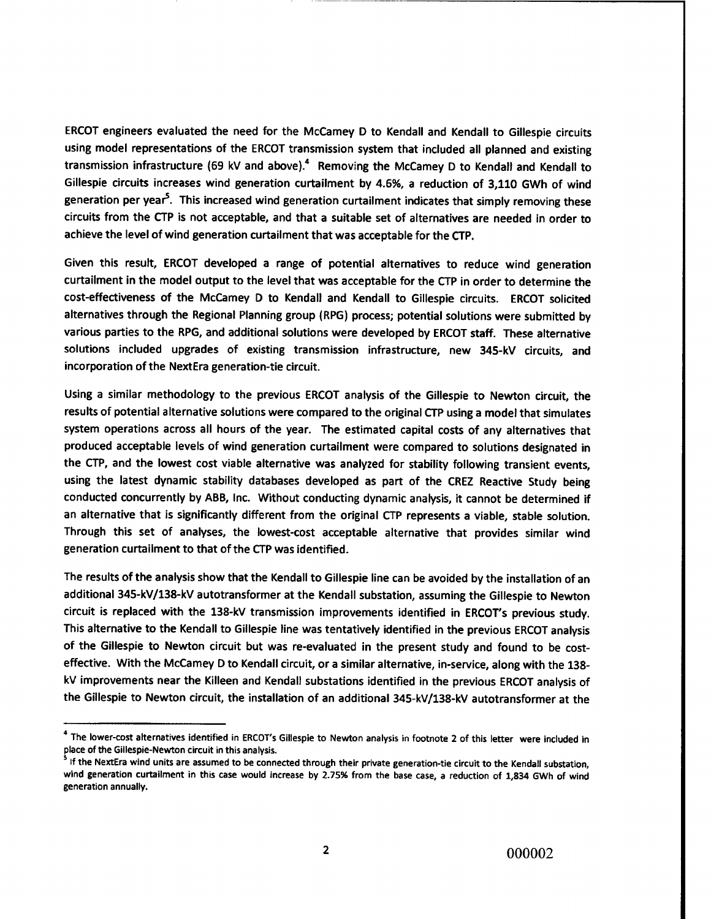ERCOT engineers evaluated the need for the McCamey D to Kendall and Kendall to Gillespie circuits using model representations of the ERCOT transmission system that included all planned and existing transmission infrastructure (69 kV and above).[4] Removing the McCamey D to Kendall and Kendall to Gillespie circuits increases wind generation curtailment by 4.6%, a reduction of 3,110 GWh of wind generation per year[5]. This increased wind generation curtailment indicates that simply removing these circuits from the CTP is not acceptable, and that a suitable set of alternatives are needed in order to achieve the level of wind generation curtailment that was acceptable for the CTP.

Given this result, ERCOT developed a range of potential alternatives to reduce wind generation curtailment in the model output to the level that was acceptable for the CTP in order to determine the cost-effectiveness of the McCamey D to Kendall and Kendall to Gillespie circuits. ERCOT solicited alternatives through the Regional Planning group (RPG) process; potential solutions were submitted by various parties to the RPG, and additional solutions were developed by ERCOT staff. These alternative solutions included upgrades of existing transmission infrastructure, new 345-kV circuits, and incorporation of the NextEra generation-tie circuit.

Using a similar methodology to the previous ERCOT analysis of the Gillespie to Newton circuit, the results of potential alternative solutions were compared to the original CTP using a model that simulates system operations across all hours of the year. The estimated capital costs of any alternatives that produced acceptable levels of wind generation curtailment were compared to solutions designated in the CTP, and the lowest cost viable alternative was analyzed for stability following transient events, using the latest dynamic stability databases developed as part of the CREZ Reactive Study being conducted concurrently by ABB, Inc. Without conducting dynamic analysis, it cannot be determined if an alternative that is significantly different from the original CTP represents a viable, stable solution. Through this set of analyses, the lowest-cost acceptable alternative that provides similar wind generation curtailment to that of the CTP was identified.

The results of the analysis show that the Kendall to Gillespie line can be avoided by the installation of an additional 345-kV/138-kV autotransformer at the Kendall substation, assuming the Gillespie to Newton circuit is replaced with the 138-kV transmission improvements identified in ERCOT's previous study. This alternative to the Kendall to Gillespie line was tentatively identified in the previous ERCOT analysis of the Gillespie to Newton circuit but was re-evaluated in the present study and found to be cost-effective. With the McCamey D to Kendall circuit, or a similar alternative, in-service, along with the 138-kV improvements near the Killeen and Kendall substations identified in the previous ERCOT analysis of the Gillespie to Newton circuit, the installation of an additional 345-kV/138-kV autotransformer at the

---

[4] The lower-cost alternatives identified in ERCOT's Gillespie to Newton analysis in footnote 2 of this letter were included in place of the Gillespie-Newton circuit in this analysis.

[5] If the NextEra wind units are assumed to be connected through their private generation-tie circuit to the Kendall substation, wind generation curtailment in this case would increase by 2.75% from the base case, a reduction of 1,834 GWh of wind generation annually.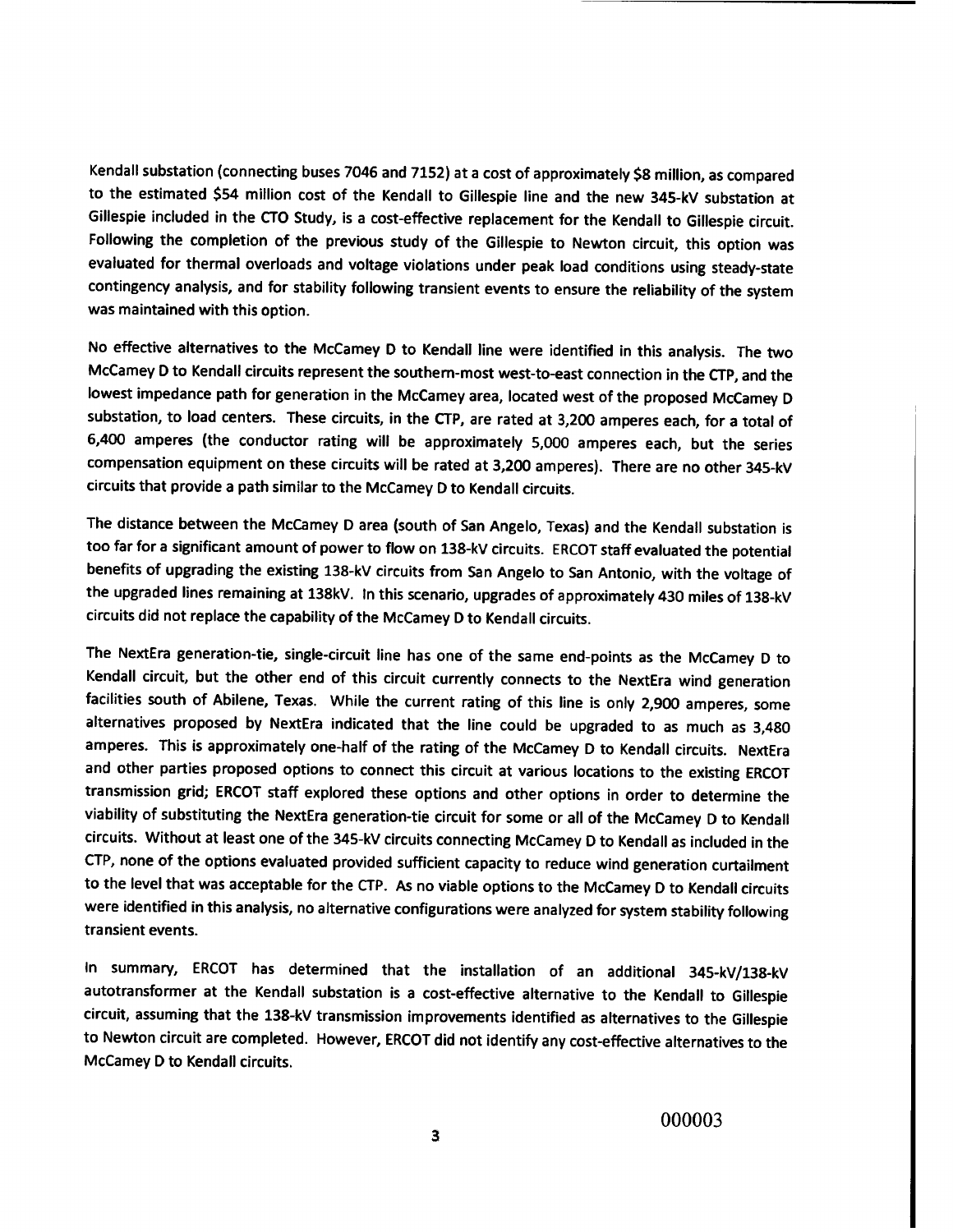Kendall substation (connecting buses 7046 and 7152) at a cost of approximately $8 million, as compared to the estimated $54 million cost of the Kendall to Gillespie line and the new 345-kV substation at Gillespie included in the CTO Study, is a cost-effective replacement for the Kendall to Gillespie circuit. Following the completion of the previous study of the Gillespie to Newton circuit, this option was evaluated for thermal overloads and voltage violations under peak load conditions using steady-state contingency analysis, and for stability following transient events to ensure the reliability of the system was maintained with this option.

No effective alternatives to the McCamey D to Kendall line were identified in this analysis. The two McCamey D to Kendall circuits represent the southern-most west-to-east connection in the CTP, and the lowest impedance path for generation in the McCamey area, located west of the proposed McCamey D substation, to load centers. These circuits, in the CTP, are rated at 3,200 amperes each, for a total of 6,400 amperes (the conductor rating will be approximately 5,000 amperes each, but the series compensation equipment on these circuits will be rated at 3,200 amperes). There are no other 345-kV circuits that provide a path similar to the McCamey D to Kendall circuits.

The distance between the McCamey D area (south of San Angelo, Texas) and the Kendall substation is too far for a significant amount of power to flow on 138-kV circuits. ERCOT staff evaluated the potential benefits of upgrading the existing 138-kV circuits from San Angelo to San Antonio, with the voltage of the upgraded lines remaining at 138kV. In this scenario, upgrades of approximately 430 miles of 138-kV circuits did not replace the capability of the McCamey D to Kendall circuits.

The NextEra generation-tie, single-circuit line has one of the same end-points as the McCamey D to Kendall circuit, but the other end of this circuit currently connects to the NextEra wind generation facilities south of Abilene, Texas. While the current rating of this line is only 2,900 amperes, some alternatives proposed by NextEra indicated that the line could be upgraded to as much as 3,480 amperes. This is approximately one-half of the rating of the McCamey D to Kendall circuits. NextEra and other parties proposed options to connect this circuit at various locations to the existing ERCOT transmission grid; ERCOT staff explored these options and other options in order to determine the viability of substituting the NextEra generation-tie circuit for some or all of the McCamey D to Kendall circuits. Without at least one of the 345-kV circuits connecting McCamey D to Kendall as included in the CTP, none of the options evaluated provided sufficient capacity to reduce wind generation curtailment to the level that was acceptable for the CTP. As no viable options to the McCamey D to Kendall circuits were identified in this analysis, no alternative configurations were analyzed for system stability following transient events.

In summary, ERCOT has determined that the installation of an additional 345-kV/138-kV autotransformer at the Kendall substation is a cost-effective alternative to the Kendall to Gillespie circuit, assuming that the 138-kV transmission improvements identified as alternatives to the Gillespie to Newton circuit are completed. However, ERCOT did not identify any cost-effective alternatives to the McCamey D to Kendall circuits.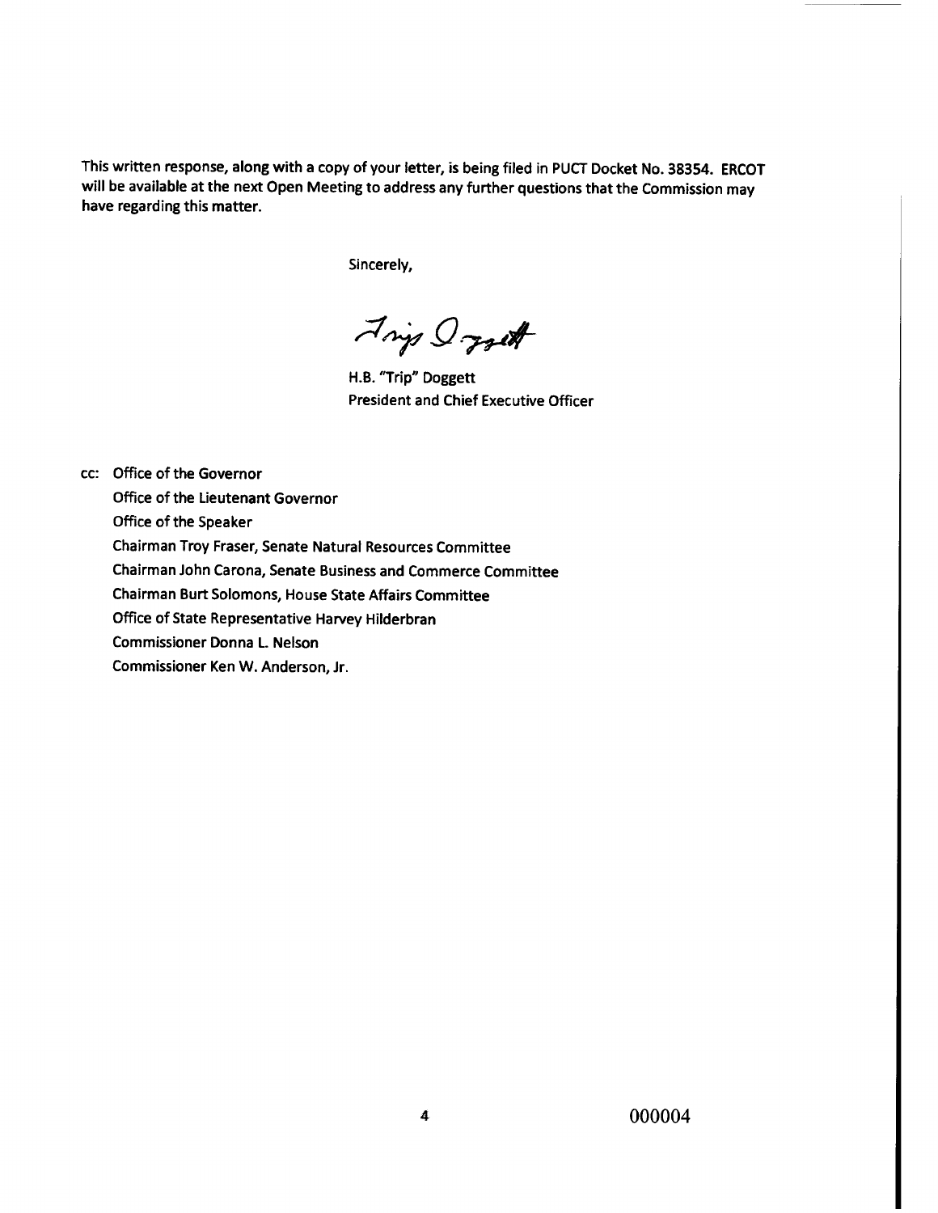This written response, along with a copy of your letter, is being filed in PUCT Docket No. 38354. ERCOT will be available at the next Open Meeting to address any further questions that the Commission may have regarding this matter.

Sincerely,

Trip Doggett

H.B. "Trip" Doggett
President and Chief Executive Officer

cc: Office of the Governor
Office of the Lieutenant Governor
Office of the Speaker
Chairman Troy Fraser, Senate Natural Resources Committee
Chairman John Carona, Senate Business and Commerce Committee
Chairman Burt Solomons, House State Affairs Committee
Office of State Representative Harvey Hilderbran
Commissioner Donna L. Nelson
Commissioner Ken W. Anderson, Jr.

000004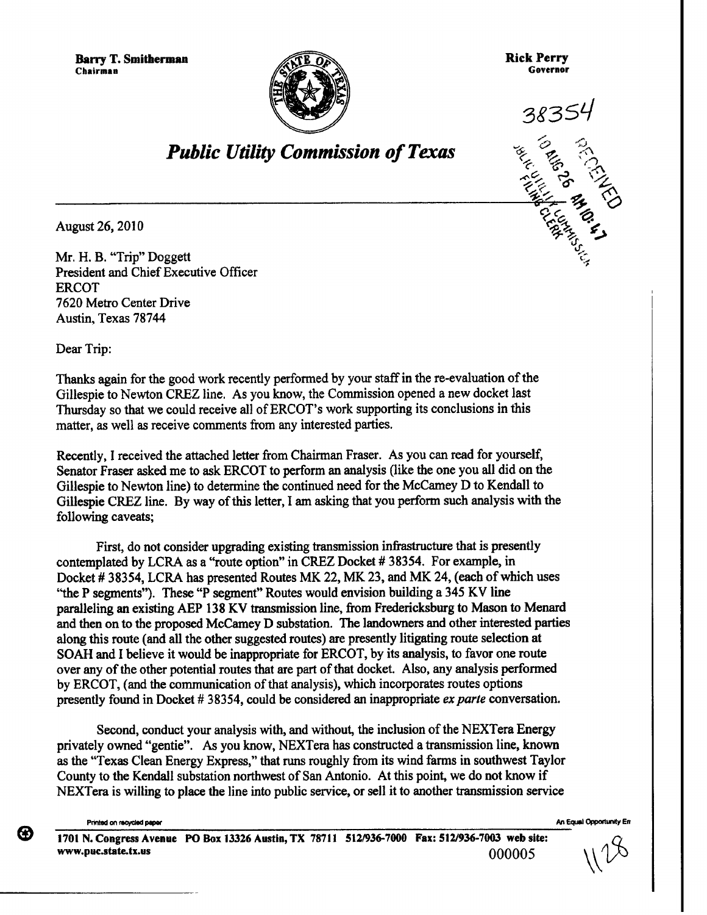**Barry T. Smitherman**
Chairman

**Rick Perry**
Governor

38354

## *Public Utility Commission of Texas*

August 26, 2010

Mr. H. B. "Trip" Doggett
President and Chief Executive Officer
ERCOT
7620 Metro Center Drive
Austin, Texas 78744

Dear Trip:

Thanks again for the good work recently performed by your staff in the re-evaluation of the Gillespie to Newton CREZ line. As you know, the Commission opened a new docket last Thursday so that we could receive all of ERCOT's work supporting its conclusions in this matter, as well as receive comments from any interested parties.

Recently, I received the attached letter from Chairman Fraser. As you can read for yourself, Senator Fraser asked me to ask ERCOT to perform an analysis (like the one you all did on the Gillespie to Newton line) to determine the continued need for the McCamey D to Kendall to Gillespie CREZ line. By way of this letter, I am asking that you perform such analysis with the following caveats;

First, do not consider upgrading existing transmission infrastructure that is presently contemplated by LCRA as a "route option" in CREZ Docket # 38354. For example, in Docket # 38354, LCRA has presented Routes MK 22, MK 23, and MK 24, (each of which uses "the P segments"). These "P segment" Routes would envision building a 345 KV line paralleling an existing AEP 138 KV transmission line, from Fredericksburg to Mason to Menard and then on to the proposed McCamey D substation. The landowners and other interested parties along this route (and all the other suggested routes) are presently litigating route selection at SOAH and I believe it would be inappropriate for ERCOT, by its analysis, to favor one route over any of the other potential routes that are part of that docket. Also, any analysis performed by ERCOT, (and the communication of that analysis), which incorporates routes options presently found in Docket # 38354, could be considered an inappropriate *ex parte* conversation.

Second, conduct your analysis with, and without, the inclusion of the NEXTera Energy privately owned "gentie". As you know, NEXTera has constructed a transmission line, known as the "Texas Clean Energy Express," that runs roughly from its wind farms in southwest Taylor County to the Kendall substation northwest of San Antonio. At this point, we do not know if NEXTera is willing to place the line into public service, or sell it to another transmission service

Printed on recycled paper — An Equal Opportunity Em

1701 N. Congress Avenue PO Box 13326 Austin, TX 78711 512/936-7000 Fax: 512/936-7003 web site: www.puc.state.tx.us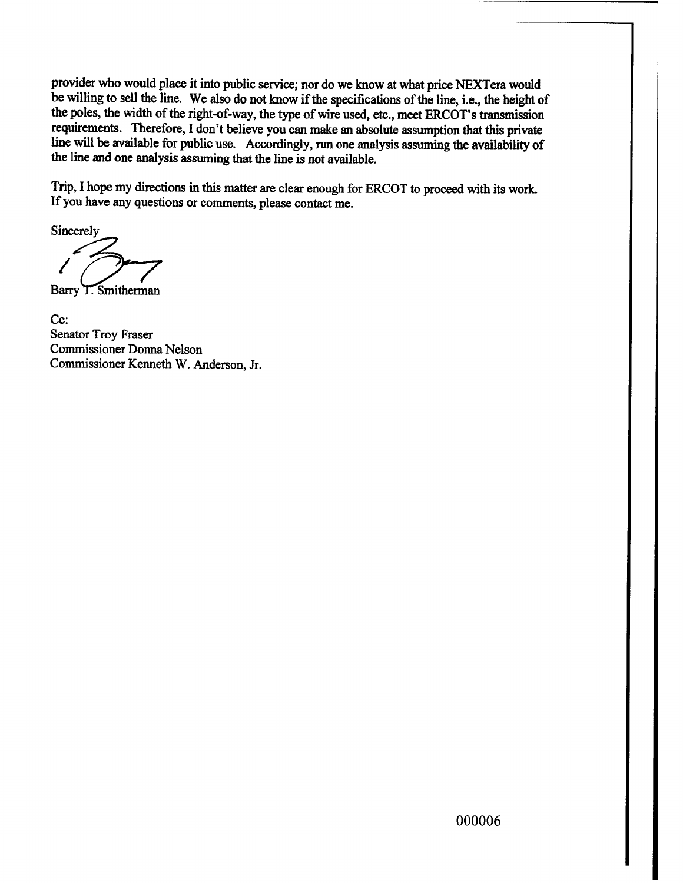provider who would place it into public service; nor do we know at what price NEXTera would be willing to sell the line. We also do not know if the specifications of the line, i.e., the height of the poles, the width of the right-of-way, the type of wire used, etc., meet ERCOT's transmission requirements. Therefore, I don't believe you can make an absolute assumption that this private line will be available for public use. Accordingly, run one analysis assuming the availability of the line and one analysis assuming that the line is not available.

Trip, I hope my directions in this matter are clear enough for ERCOT to proceed with its work. If you have any questions or comments, please contact me.

Sincerely

Barry T. Smitherman

Cc:
Senator Troy Fraser
Commissioner Donna Nelson
Commissioner Kenneth W. Anderson, Jr.

000006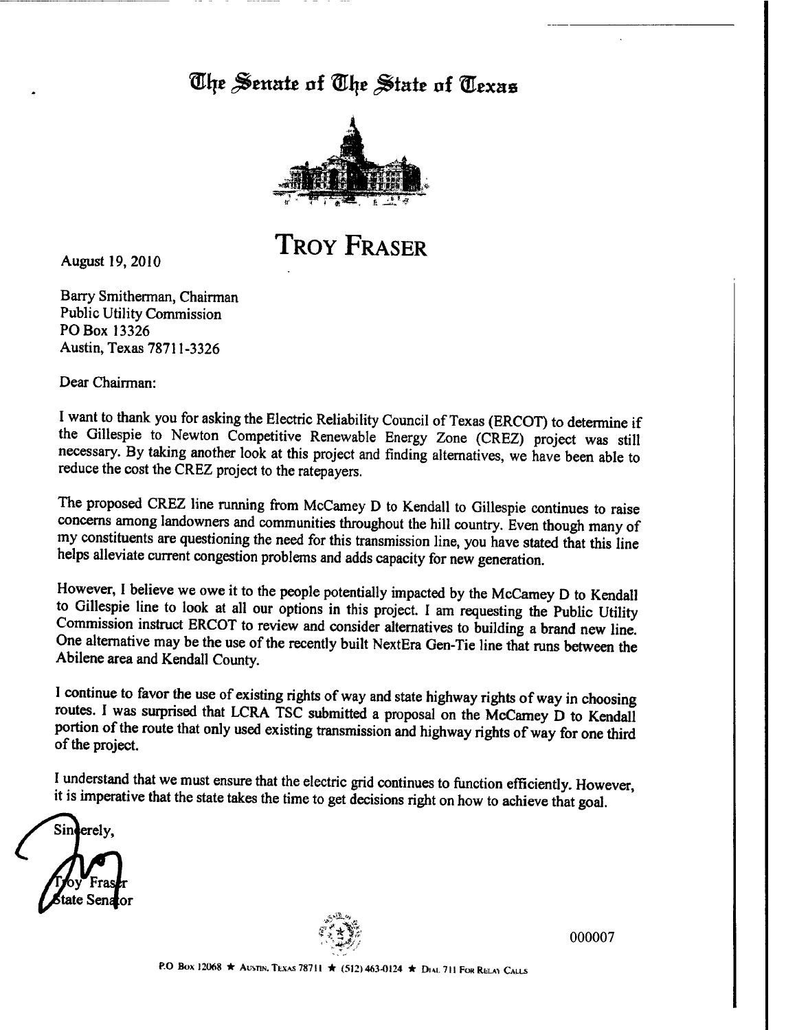# The Senate of The State of Texas

# TROY FRASER

August 19, 2010

Barry Smitherman, Chairman
Public Utility Commission
PO Box 13326
Austin, Texas 78711-3326

Dear Chairman:

I want to thank you for asking the Electric Reliability Council of Texas (ERCOT) to determine if the Gillespie to Newton Competitive Renewable Energy Zone (CREZ) project was still necessary. By taking another look at this project and finding alternatives, we have been able to reduce the cost the CREZ project to the ratepayers.

The proposed CREZ line running from McCamey D to Kendall to Gillespie continues to raise concerns among landowners and communities throughout the hill country. Even though many of my constituents are questioning the need for this transmission line, you have stated that this line helps alleviate current congestion problems and adds capacity for new generation.

However, I believe we owe it to the people potentially impacted by the McCamey D to Kendall to Gillespie line to look at all our options in this project. I am requesting the Public Utility Commission instruct ERCOT to review and consider alternatives to building a brand new line. One alternative may be the use of the recently built NextEra Gen-Tie line that runs between the Abilene area and Kendall County.

I continue to favor the use of existing rights of way and state highway rights of way in choosing routes. I was surprised that LCRA TSC submitted a proposal on the McCamey D to Kendall portion of the route that only used existing transmission and highway rights of way for one third of the project.

I understand that we must ensure that the electric grid continues to function efficiently. However, it is imperative that the state takes the time to get decisions right on how to achieve that goal.

Sincerely,

Troy Fraser
State Senator

000007

P.O Box 12068 ★ Austin, Texas 78711 ★ (512) 463-0124 ★ Dial 711 For Relay Calls